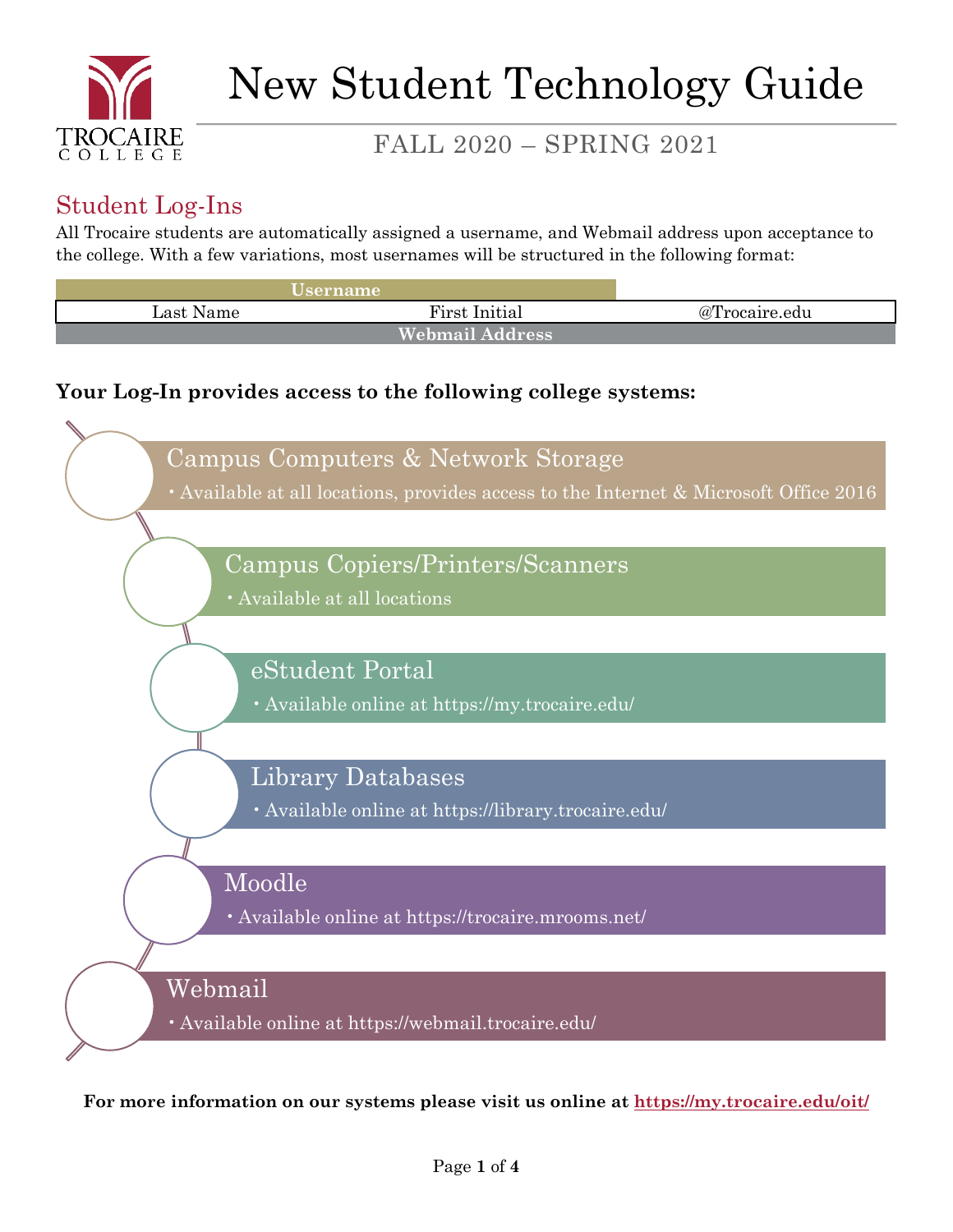# New Student Technology Guide

FALL 2020 – SPRING 2021

## Student Log-Ins

All Trocaire students are automatically assigned a username, and Webmail address upon acceptance to the college. With a few variations, most usernames will be structured in the following format:

| Username | | |
|---|---|---|
| Last Name | First Initial | @Trocaire.edu |
| Webmail Address | | |

**Your Log-In provides access to the following college systems:**

### Campus Computers & Network Storage
- Available at all locations, provides access to the Internet & Microsoft Office 2016

### Campus Copiers/Printers/Scanners
- Available at all locations

### eStudent Portal
- Available online at https://my.trocaire.edu/

### Library Databases
- Available online at https://library.trocaire.edu/

### Moodle
- Available online at https://trocaire.mrooms.net/

### Webmail
- Available online at https://webmail.trocaire.edu/

**For more information on our systems please visit us online at https://my.trocaire.edu/oit/**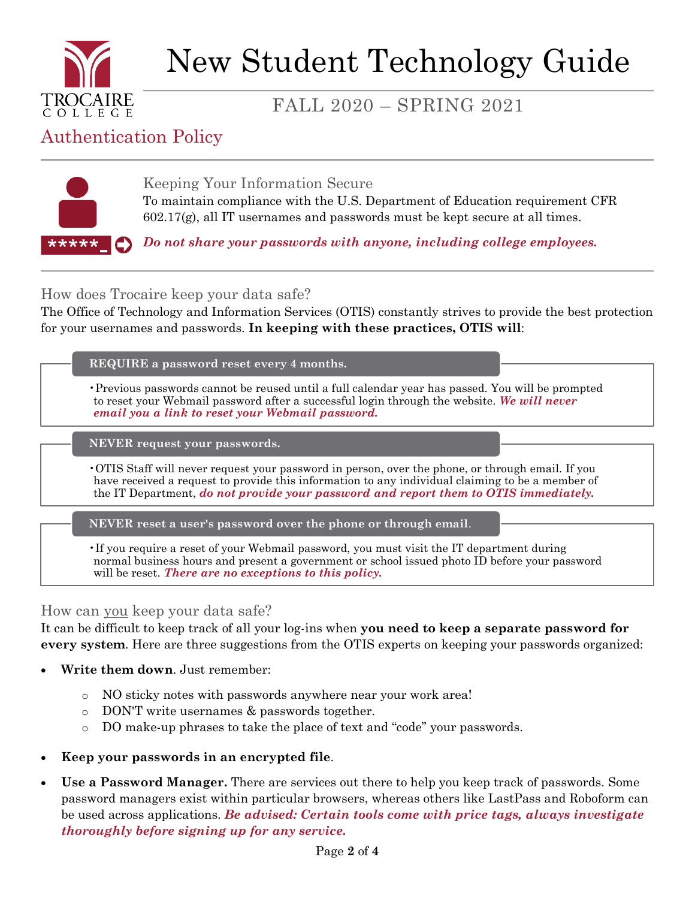# New Student Technology Guide

FALL 2020 – SPRING 2021

## Authentication Policy

### Keeping Your Information Secure

To maintain compliance with the U.S. Department of Education requirement CFR 602.17(g), all IT usernames and passwords must be kept secure at all times.

***Do not share your passwords with anyone, including college employees.***

### How does Trocaire keep your data safe?

The Office of Technology and Information Services (OTIS) constantly strives to provide the best protection for your usernames and passwords. **In keeping with these practices, OTIS will**:

**REQUIRE a password reset every 4 months.**

- Previous passwords cannot be reused until a full calendar year has passed. You will be prompted to reset your Webmail password after a successful login through the website. ***We will never email you a link to reset your Webmail password.***

**NEVER request your passwords.**

- OTIS Staff will never request your password in person, over the phone, or through email. If you have received a request to provide this information to any individual claiming to be a member of the IT Department, ***do not provide your password and report them to OTIS immediately.***

**NEVER reset a user's password over the phone or through email**.

- If you require a reset of your Webmail password, you must visit the IT department during normal business hours and present a government or school issued photo ID before your password will be reset. ***There are no exceptions to this policy.***

### How can you keep your data safe?

It can be difficult to keep track of all your log-ins when **you need to keep a separate password for every system**. Here are three suggestions from the OTIS experts on keeping your passwords organized:

- **Write them down**. Just remember:
    - NO sticky notes with passwords anywhere near your work area!
    - DON'T write usernames & passwords together.
    - DO make-up phrases to take the place of text and "code" your passwords.
- **Keep your passwords in an encrypted file**.
- **Use a Password Manager.** There are services out there to help you keep track of passwords. Some password managers exist within particular browsers, whereas others like LastPass and Roboform can be used across applications. ***Be advised: Certain tools come with price tags, always investigate thoroughly before signing up for any service.***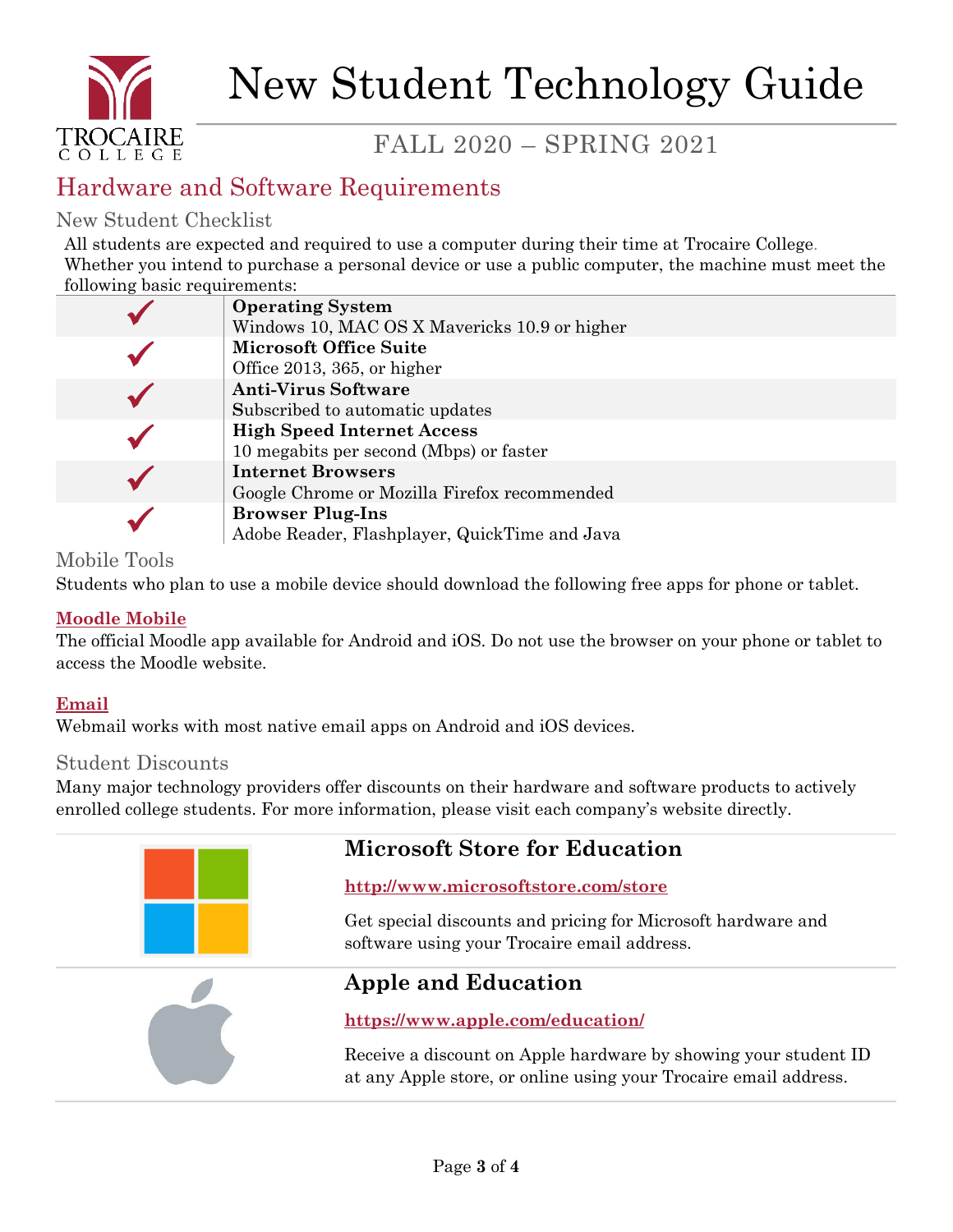# New Student Technology Guide

## FALL 2020 – SPRING 2021

## Hardware and Software Requirements

### New Student Checklist

All students are expected and required to use a computer during their time at Trocaire College. Whether you intend to purchase a personal device or use a public computer, the machine must meet the following basic requirements:

| | |
|---|---|
| ✓ | **Operating System**<br>Windows 10, MAC OS X Mavericks 10.9 or higher |
| ✓ | **Microsoft Office Suite**<br>Office 2013, 365, or higher |
| ✓ | **Anti-Virus Software**<br>Subscribed to automatic updates |
| ✓ | **High Speed Internet Access**<br>10 megabits per second (Mbps) or faster |
| ✓ | **Internet Browsers**<br>Google Chrome or Mozilla Firefox recommended |
| ✓ | **Browser Plug-Ins**<br>Adobe Reader, Flashplayer, QuickTime and Java |

### Mobile Tools

Students who plan to use a mobile device should download the following free apps for phone or tablet.

**Moodle Mobile**

The official Moodle app available for Android and iOS. Do not use the browser on your phone or tablet to access the Moodle website.

**Email**

Webmail works with most native email apps on Android and iOS devices.

### Student Discounts

Many major technology providers offer discounts on their hardware and software products to actively enrolled college students. For more information, please visit each company's website directly.

#### Microsoft Store for Education

**http://www.microsoftstore.com/store**

Get special discounts and pricing for Microsoft hardware and software using your Trocaire email address.

#### Apple and Education

**https://www.apple.com/education/**

Receive a discount on Apple hardware by showing your student ID at any Apple store, or online using your Trocaire email address.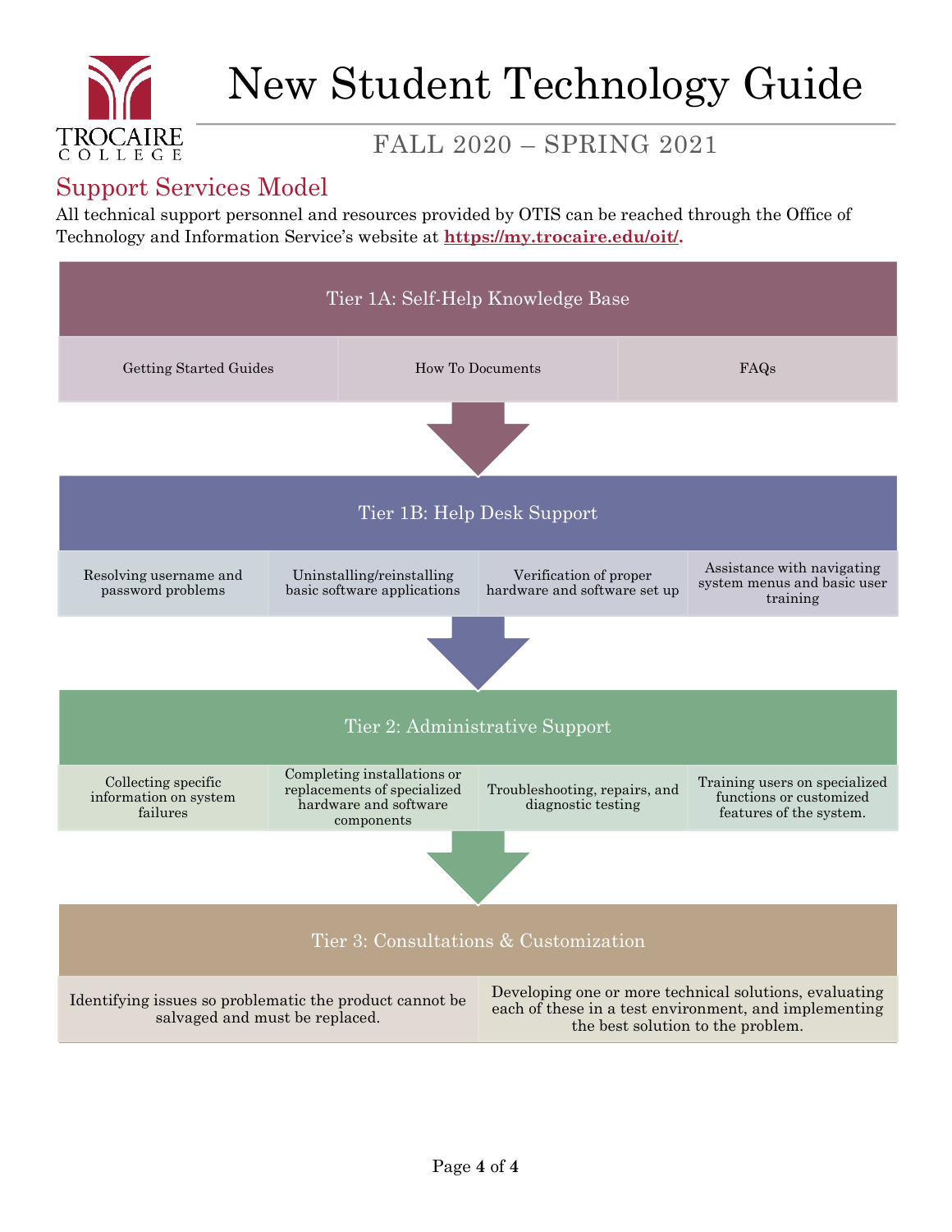# New Student Technology Guide

FALL 2020 – SPRING 2021

## Support Services Model

All technical support personnel and resources provided by OTIS can be reached through the Office of Technology and Information Service's website at **https://my.trocaire.edu/oit/.**

### Tier 1A: Self-Help Knowledge Base

- Getting Started Guides
- How To Documents
- FAQs

### Tier 1B: Help Desk Support

- Resolving username and password problems
- Uninstalling/reinstalling basic software applications
- Verification of proper hardware and software set up
- Assistance with navigating system menus and basic user training

### Tier 2: Administrative Support

- Collecting specific information on system failures
- Completing installations or replacements of specialized hardware and software components
- Troubleshooting, repairs, and diagnostic testing
- Training users on specialized functions or customized features of the system.

### Tier 3: Consultations & Customization

- Identifying issues so problematic the product cannot be salvaged and must be replaced.
- Developing one or more technical solutions, evaluating each of these in a test environment, and implementing the best solution to the problem.